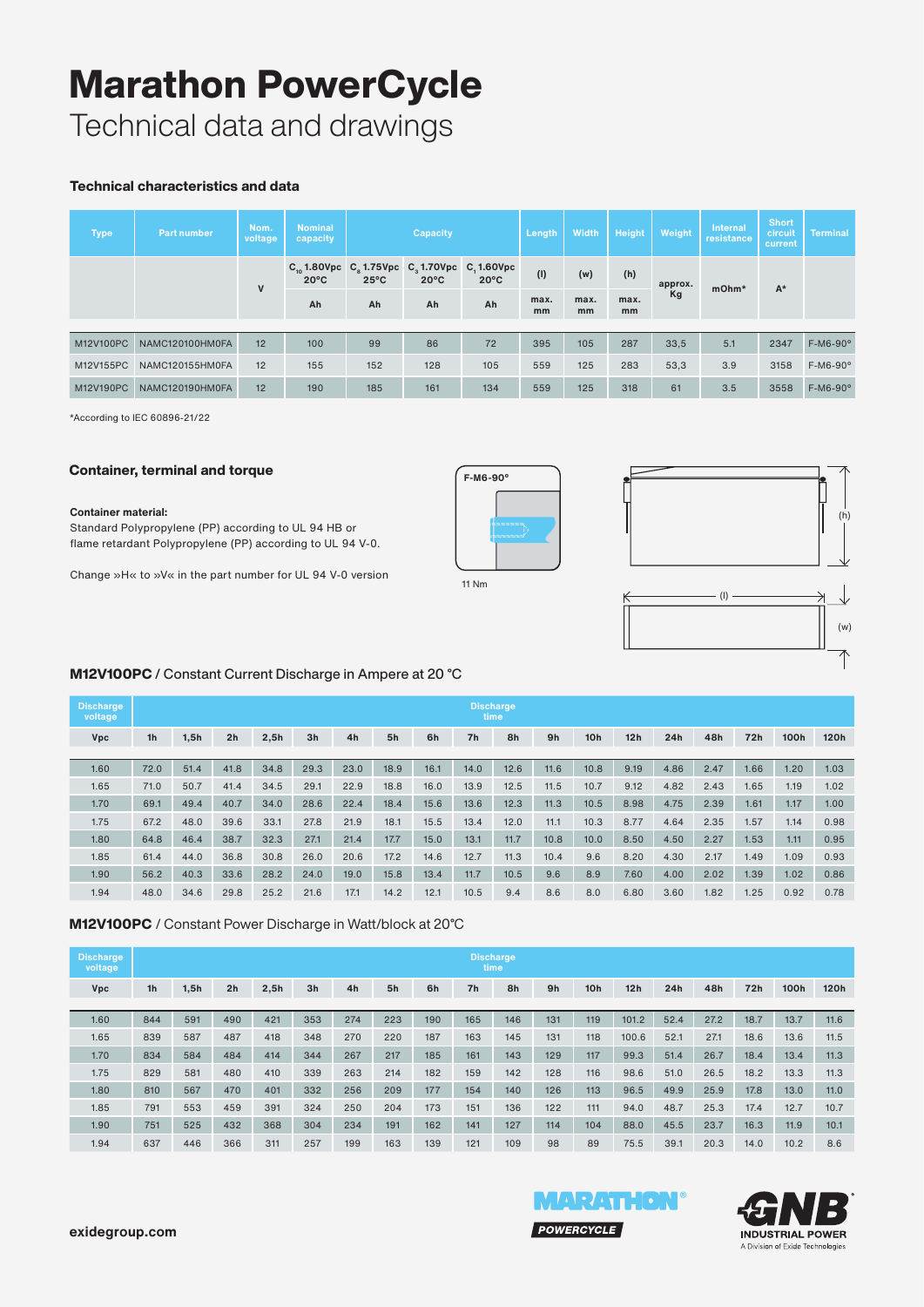# Marathon PowerCycle

Technical data and drawings

### Technical characteristics and data

| Type | Part number | Nom. voltage | Nominal capacity | Capacity | | | Length | Width | Height | Weight | Internal resistance | Short circuit current | Terminal |
|---|---|---|---|---|---|---|---|---|---|---|---|---|---|
| | | | $C_{10}$ 1.80Vpc 20°C | $C_8$ 1.75Vpc 25°C | $C_3$ 1.70Vpc 20°C | $C_1$ 1.60Vpc 20°C | (l) | (w) | (h) | approx. Kg | mOhm* | A* | |
| | | V | Ah | Ah | Ah | Ah | max. mm | max. mm | max. mm | | | | |
| M12V100PC | NAMC120100HM0FA | 12 | 100 | 99 | 86 | 72 | 395 | 105 | 287 | 33,5 | 5.1 | 2347 | F-M6-90° |
| M12V155PC | NAMC120155HM0FA | 12 | 155 | 152 | 128 | 105 | 559 | 125 | 283 | 53,3 | 3.9 | 3158 | F-M6-90° |
| M12V190PC | NAMC120190HM0FA | 12 | 190 | 185 | 161 | 134 | 559 | 125 | 318 | 61 | 3.5 | 3558 | F-M6-90° |

*According to IEC 60896-21/22

### Container, terminal and torque

**Container material:**
Standard Polypropylene (PP) according to UL 94 HB or flame retardant Polypropylene (PP) according to UL 94 V-0.

Change »H« to »V« in the part number for UL 94 V-0 version

F-M6-90°

11 Nm

(h)

(l)

(w)

### M12V100PC / Constant Current Discharge in Ampere at 20 °C

| Discharge voltage | Discharge time | | | | | | | | | | | | | | | | | |
|---|---|---|---|---|---|---|---|---|---|---|---|---|---|---|---|---|---|---|
| Vpc | 1h | 1,5h | 2h | 2,5h | 3h | 4h | 5h | 6h | 7h | 8h | 9h | 10h | 12h | 24h | 48h | 72h | 100h | 120h |
| 1.60 | 72.0 | 51.4 | 41.8 | 34.8 | 29.3 | 23.0 | 18.9 | 16.1 | 14.0 | 12.6 | 11.6 | 10.8 | 9.19 | 4.86 | 2.47 | 1.66 | 1.20 | 1.03 |
| 1.65 | 71.0 | 50.7 | 41.4 | 34.5 | 29.1 | 22.9 | 18.8 | 16.0 | 13.9 | 12.5 | 11.5 | 10.7 | 9.12 | 4.82 | 2.43 | 1.65 | 1.19 | 1.02 |
| 1.70 | 69.1 | 49.4 | 40.7 | 34.0 | 28.6 | 22.4 | 18.4 | 15.6 | 13.6 | 12.3 | 11.3 | 10.5 | 8.98 | 4.75 | 2.39 | 1.61 | 1.17 | 1.00 |
| 1.75 | 67.2 | 48.0 | 39.6 | 33.1 | 27.8 | 21.9 | 18.1 | 15.5 | 13.4 | 12.0 | 11.1 | 10.3 | 8.77 | 4.64 | 2.35 | 1.57 | 1.14 | 0.98 |
| 1.80 | 64.8 | 46.4 | 38.7 | 32.3 | 27.1 | 21.4 | 17.7 | 15.0 | 13.1 | 11.7 | 10.8 | 10.0 | 8.50 | 4.50 | 2.27 | 1.53 | 1.11 | 0.95 |
| 1.85 | 61.4 | 44.0 | 36.8 | 30.8 | 26.0 | 20.6 | 17.2 | 14.6 | 12.7 | 11.3 | 10.4 | 9.6 | 8.20 | 4.30 | 2.17 | 1.49 | 1.09 | 0.93 |
| 1.90 | 56.2 | 40.3 | 33.6 | 28.2 | 24.0 | 19.0 | 15.8 | 13.4 | 11.7 | 10.5 | 9.6 | 8.9 | 7.60 | 4.00 | 2.02 | 1.39 | 1.02 | 0.86 |
| 1.94 | 48.0 | 34.6 | 29.8 | 25.2 | 21.6 | 17.1 | 14.2 | 12.1 | 10.5 | 9.4 | 8.6 | 8.0 | 6.80 | 3.60 | 1.82 | 1.25 | 0.92 | 0.78 |

### M12V100PC / Constant Power Discharge in Watt/block at 20°C

| Discharge voltage | Discharge time | | | | | | | | | | | | | | | | | |
|---|---|---|---|---|---|---|---|---|---|---|---|---|---|---|---|---|---|---|
| Vpc | 1h | 1,5h | 2h | 2,5h | 3h | 4h | 5h | 6h | 7h | 8h | 9h | 10h | 12h | 24h | 48h | 72h | 100h | 120h |
| 1.60 | 844 | 591 | 490 | 421 | 353 | 274 | 223 | 190 | 165 | 146 | 131 | 119 | 101.2 | 52.4 | 27.2 | 18.7 | 13.7 | 11.6 |
| 1.65 | 839 | 587 | 487 | 418 | 348 | 270 | 220 | 187 | 163 | 145 | 131 | 118 | 100.6 | 52.1 | 27.1 | 18.6 | 13.6 | 11.5 |
| 1.70 | 834 | 584 | 484 | 414 | 344 | 267 | 217 | 185 | 161 | 143 | 129 | 117 | 99.3 | 51.4 | 26.7 | 18.4 | 13.4 | 11.3 |
| 1.75 | 829 | 581 | 480 | 410 | 339 | 263 | 214 | 182 | 159 | 142 | 128 | 116 | 98.6 | 51.0 | 26.5 | 18.2 | 13.3 | 11.3 |
| 1.80 | 810 | 567 | 470 | 401 | 332 | 256 | 209 | 177 | 154 | 140 | 126 | 113 | 96.5 | 49.9 | 25.9 | 17.8 | 13.0 | 11.0 |
| 1.85 | 791 | 553 | 459 | 391 | 324 | 250 | 204 | 173 | 151 | 136 | 122 | 111 | 94.0 | 48.7 | 25.3 | 17.4 | 12.7 | 10.7 |
| 1.90 | 751 | 525 | 432 | 368 | 304 | 234 | 191 | 162 | 141 | 127 | 114 | 104 | 88.0 | 45.5 | 23.7 | 16.3 | 11.9 | 10.1 |
| 1.94 | 637 | 446 | 366 | 311 | 257 | 199 | 163 | 139 | 121 | 109 | 98 | 89 | 75.5 | 39.1 | 20.3 | 14.0 | 10.2 | 8.6 |

exidegroup.com

MARATHON® POWERCYCLE

GNB® INDUSTRIAL POWER
A Division of Exide Technologies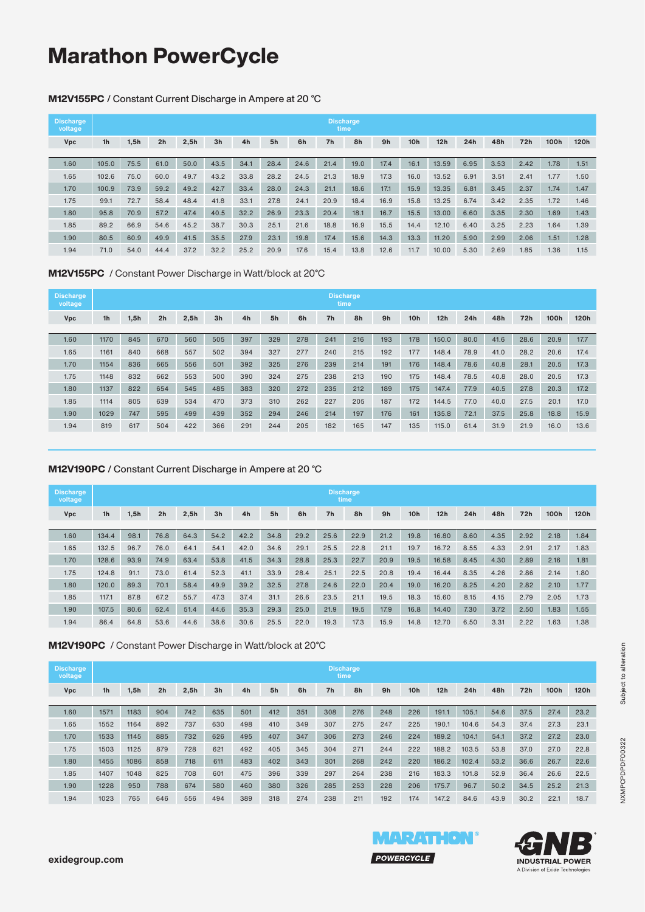# Marathon PowerCycle

**M12V155PC** / Constant Current Discharge in Ampere at 20 °C

| Discharge voltage | Discharge time | | | | | | | | | | | | | | | | | |
|---|---|---|---|---|---|---|---|---|---|---|---|---|---|---|---|---|---|---|
| Vpc | 1h | 1,5h | 2h | 2,5h | 3h | 4h | 5h | 6h | 7h | 8h | 9h | 10h | 12h | 24h | 48h | 72h | 100h | 120h |
| 1.60 | 105.0 | 75.5 | 61.0 | 50.0 | 43.5 | 34.1 | 28.4 | 24.6 | 21.4 | 19.0 | 17.4 | 16.1 | 13.59 | 6.95 | 3.53 | 2.42 | 1.78 | 1.51 |
| 1.65 | 102.6 | 75.0 | 60.0 | 49.7 | 43.2 | 33.8 | 28.2 | 24.5 | 21.3 | 18.9 | 17.3 | 16.0 | 13.52 | 6.91 | 3.51 | 2.41 | 1.77 | 1.50 |
| 1.70 | 100.9 | 73.9 | 59.2 | 49.2 | 42.7 | 33.4 | 28.0 | 24.3 | 21.1 | 18.6 | 17.1 | 15.9 | 13.35 | 6.81 | 3.45 | 2.37 | 1.74 | 1.47 |
| 1.75 | 99.1 | 72.7 | 58.4 | 48.4 | 41.8 | 33.1 | 27.8 | 24.1 | 20.9 | 18.4 | 16.9 | 15.8 | 13.25 | 6.74 | 3.42 | 2.35 | 1.72 | 1.46 |
| 1.80 | 95.8 | 70.9 | 57.2 | 47.4 | 40.5 | 32.2 | 26.9 | 23.3 | 20.4 | 18.1 | 16.7 | 15.5 | 13.00 | 6.60 | 3.35 | 2.30 | 1.69 | 1.43 |
| 1.85 | 89.2 | 66.9 | 54.6 | 45.2 | 38.7 | 30.3 | 25.1 | 21.6 | 18.8 | 16.9 | 15.5 | 14.4 | 12.10 | 6.40 | 3.25 | 2.23 | 1.64 | 1.39 |
| 1.90 | 80.5 | 60.9 | 49.9 | 41.5 | 35.5 | 27.9 | 23.1 | 19.8 | 17.4 | 15.6 | 14.3 | 13.3 | 11.20 | 5.90 | 2.99 | 2.06 | 1.51 | 1.28 |
| 1.94 | 71.0 | 54.0 | 44.4 | 37.2 | 32.2 | 25.2 | 20.9 | 17.6 | 15.4 | 13.8 | 12.6 | 11.7 | 10.00 | 5.30 | 2.69 | 1.85 | 1.36 | 1.15 |

**M12V155PC** / Constant Power Discharge in Watt/block at 20°C

| Discharge voltage | Discharge time | | | | | | | | | | | | | | | | | |
|---|---|---|---|---|---|---|---|---|---|---|---|---|---|---|---|---|---|---|
| Vpc | 1h | 1,5h | 2h | 2,5h | 3h | 4h | 5h | 6h | 7h | 8h | 9h | 10h | 12h | 24h | 48h | 72h | 100h | 120h |
| 1.60 | 1170 | 845 | 670 | 560 | 505 | 397 | 329 | 278 | 241 | 216 | 193 | 178 | 150.0 | 80.0 | 41.6 | 28.6 | 20.9 | 17.7 |
| 1.65 | 1161 | 840 | 668 | 557 | 502 | 394 | 327 | 277 | 240 | 215 | 192 | 177 | 148.4 | 78.9 | 41.0 | 28.2 | 20.6 | 17.4 |
| 1.70 | 1154 | 836 | 665 | 556 | 501 | 392 | 325 | 276 | 239 | 214 | 191 | 176 | 148.4 | 78.6 | 40.8 | 28.1 | 20.5 | 17.3 |
| 1.75 | 1148 | 832 | 662 | 553 | 500 | 390 | 324 | 275 | 238 | 213 | 190 | 175 | 148.4 | 78.5 | 40.8 | 28.0 | 20.5 | 17.3 |
| 1.80 | 1137 | 822 | 654 | 545 | 485 | 383 | 320 | 272 | 235 | 212 | 189 | 175 | 147.4 | 77.9 | 40.5 | 27.8 | 20.3 | 17.2 |
| 1.85 | 1114 | 805 | 639 | 534 | 470 | 373 | 310 | 262 | 227 | 205 | 187 | 172 | 144.5 | 77.0 | 40.0 | 27.5 | 20.1 | 17.0 |
| 1.90 | 1029 | 747 | 595 | 499 | 439 | 352 | 294 | 246 | 214 | 197 | 176 | 161 | 135.8 | 72.1 | 37.5 | 25.8 | 18.8 | 15.9 |
| 1.94 | 819 | 617 | 504 | 422 | 366 | 291 | 244 | 205 | 182 | 165 | 147 | 135 | 115.0 | 61.4 | 31.9 | 21.9 | 16.0 | 13.6 |

**M12V190PC** / Constant Current Discharge in Ampere at 20 °C

| Discharge voltage | Discharge time | | | | | | | | | | | | | | | | | |
|---|---|---|---|---|---|---|---|---|---|---|---|---|---|---|---|---|---|---|
| Vpc | 1h | 1,5h | 2h | 2,5h | 3h | 4h | 5h | 6h | 7h | 8h | 9h | 10h | 12h | 24h | 48h | 72h | 100h | 120h |
| 1.60 | 134.4 | 98.1 | 76.8 | 64.3 | 54.2 | 42.2 | 34.8 | 29.2 | 25.6 | 22.9 | 21.2 | 19.8 | 16.80 | 8.60 | 4.35 | 2.92 | 2.18 | 1.84 |
| 1.65 | 132.5 | 96.7 | 76.0 | 64.1 | 54.1 | 42.0 | 34.6 | 29.1 | 25.5 | 22.8 | 21.1 | 19.7 | 16.72 | 8.55 | 4.33 | 2.91 | 2.17 | 1.83 |
| 1.70 | 128.6 | 93.9 | 74.9 | 63.4 | 53.8 | 41.5 | 34.3 | 28.8 | 25.3 | 22.7 | 20.9 | 19.5 | 16.58 | 8.45 | 4.30 | 2.89 | 2.16 | 1.81 |
| 1.75 | 124.8 | 91.1 | 73.0 | 61.4 | 52.3 | 41.1 | 33.9 | 28.4 | 25.1 | 22.5 | 20.8 | 19.4 | 16.44 | 8.35 | 4.26 | 2.86 | 2.14 | 1.80 |
| 1.80 | 120.0 | 89.3 | 70.1 | 58.4 | 49.9 | 39.2 | 32.5 | 27.8 | 24.6 | 22.0 | 20.4 | 19.0 | 16.20 | 8.25 | 4.20 | 2.82 | 2.10 | 1.77 |
| 1.85 | 117.1 | 87.8 | 67.2 | 55.7 | 47.3 | 37.4 | 31.1 | 26.6 | 23.5 | 21.1 | 19.5 | 18.3 | 15.60 | 8.15 | 4.15 | 2.79 | 2.05 | 1.73 |
| 1.90 | 107.5 | 80.6 | 62.4 | 51.4 | 44.6 | 35.3 | 29.3 | 25.0 | 21.9 | 19.5 | 17.9 | 16.8 | 14.40 | 7.30 | 3.72 | 2.50 | 1.83 | 1.55 |
| 1.94 | 86.4 | 64.8 | 53.6 | 44.6 | 38.6 | 30.6 | 25.5 | 22.0 | 19.3 | 17.3 | 15.9 | 14.8 | 12.70 | 6.50 | 3.31 | 2.22 | 1.63 | 1.38 |

**M12V190PC** / Constant Power Discharge in Watt/block at 20°C

| Discharge voltage | Discharge time | | | | | | | | | | | | | | | | | |
|---|---|---|---|---|---|---|---|---|---|---|---|---|---|---|---|---|---|---|
| Vpc | 1h | 1,5h | 2h | 2,5h | 3h | 4h | 5h | 6h | 7h | 8h | 9h | 10h | 12h | 24h | 48h | 72h | 100h | 120h |
| 1.60 | 1571 | 1183 | 904 | 742 | 635 | 501 | 412 | 351 | 308 | 276 | 248 | 226 | 191.1 | 105.1 | 54.6 | 37.5 | 27.4 | 23.2 |
| 1.65 | 1552 | 1164 | 892 | 737 | 630 | 498 | 410 | 349 | 307 | 275 | 247 | 225 | 190.1 | 104.6 | 54.3 | 37.4 | 27.3 | 23.1 |
| 1.70 | 1533 | 1145 | 885 | 732 | 626 | 495 | 407 | 347 | 306 | 273 | 246 | 224 | 189.2 | 104.1 | 54.1 | 37.2 | 27.2 | 23.0 |
| 1.75 | 1503 | 1125 | 879 | 728 | 621 | 492 | 405 | 345 | 304 | 271 | 244 | 222 | 188.2 | 103.5 | 53.8 | 37.0 | 27.0 | 22.8 |
| 1.80 | 1455 | 1086 | 858 | 718 | 611 | 483 | 402 | 343 | 301 | 268 | 242 | 220 | 186.2 | 102.4 | 53.2 | 36.6 | 26.7 | 22.6 |
| 1.85 | 1407 | 1048 | 825 | 708 | 601 | 475 | 396 | 339 | 297 | 264 | 238 | 216 | 183.3 | 101.8 | 52.9 | 36.4 | 26.6 | 22.5 |
| 1.90 | 1228 | 950 | 788 | 674 | 580 | 460 | 380 | 326 | 285 | 253 | 228 | 206 | 175.7 | 96.7 | 50.2 | 34.5 | 25.2 | 21.3 |
| 1.94 | 1023 | 765 | 646 | 556 | 494 | 389 | 318 | 274 | 238 | 211 | 192 | 174 | 147.2 | 84.6 | 43.9 | 30.2 | 22.1 | 18.7 |

Subject to alteration

NXMPCPDPDF00322

exidegroup.com

MARATHON® POWERCYCLE

GNB® INDUSTRIAL POWER
A Division of Exide Technologies